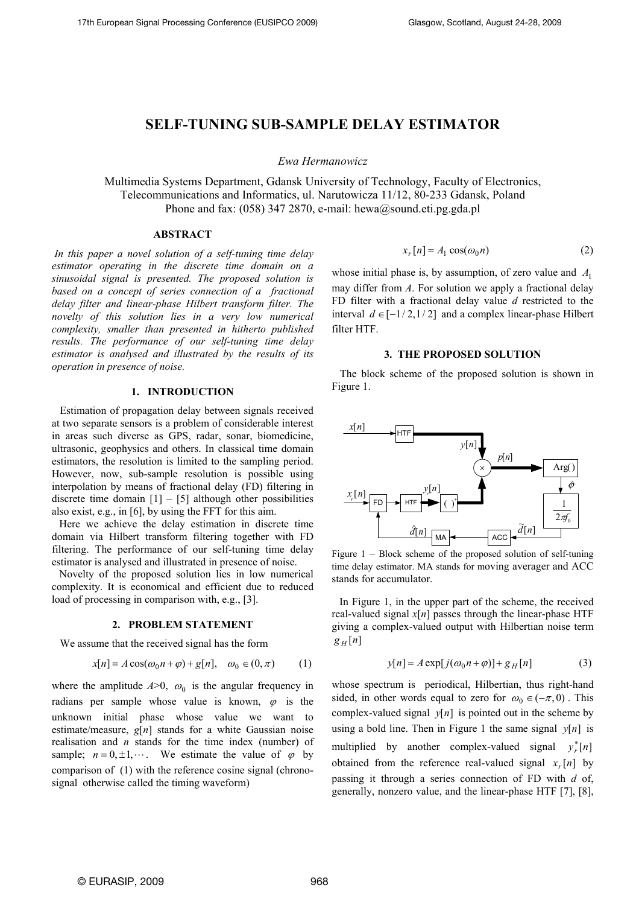# SELF-TUNING SUB-SAMPLE DELAY ESTIMATOR

*Ewa Hermanowicz*

Multimedia Systems Department, Gdansk University of Technology, Faculty of Electronics, Telecommunications and Informatics, ul. Narutowicza 11/12, 80-233 Gdansk, Poland
Phone and fax: (058) 347 2870, e-mail: hewa@sound.eti.pg.gda.pl

## ABSTRACT

*In this paper a novel solution of a self-tuning time delay estimator operating in the discrete time domain on a sinusoidal signal is presented. The proposed solution is based on a concept of series connection of a fractional delay filter and linear-phase Hilbert transform filter. The novelty of this solution lies in a very low numerical complexity, smaller than presented in hitherto published results. The performance of our self-tuning time delay estimator is analysed and illustrated by the results of its operation in presence of noise.*

## 1. INTRODUCTION

Estimation of propagation delay between signals received at two separate sensors is a problem of considerable interest in areas such diverse as GPS, radar, sonar, biomedicine, ultrasonic, geophysics and others. In classical time domain estimators, the resolution is limited to the sampling period. However, now, sub-sample resolution is possible using interpolation by means of fractional delay (FD) filtering in discrete time domain [1] – [5] although other possibilities also exist, e.g., in [6], by using the FFT for this aim.

Here we achieve the delay estimation in discrete time domain via Hilbert transform filtering together with FD filtering. The performance of our self-tuning time delay estimator is analysed and illustrated in presence of noise.

Novelty of the proposed solution lies in low numerical complexity. It is economical and efficient due to reduced load of processing in comparison with, e.g., [3].

## 2. PROBLEM STATEMENT

We assume that the received signal has the form

$$x[n] = A\cos(\omega_0 n + \varphi) + g[n], \quad \omega_0 \in (0, \pi) \tag{1}$$

where the amplitude $A$>0, $\omega_0$ is the angular frequency in radians per sample whose value is known, $\varphi$ is the unknown initial phase whose value we want to estimate/measure, $g[n]$ stands for a white Gaussian noise realisation and $n$ stands for the time index (number) of sample; $n = 0, \pm 1, \cdots$. We estimate the value of $\varphi$ by comparison of (1) with the reference cosine signal (chrono-signal otherwise called the timing waveform)

$$x_r[n] = A_1 \cos(\omega_0 n) \tag{2}$$

whose initial phase is, by assumption, of zero value and $A_1$ may differ from $A$. For solution we apply a fractional delay FD filter with a fractional delay value $d$ restricted to the interval $d \in [-1/2, 1/2]$ and a complex linear-phase Hilbert filter HTF.

## 3. THE PROPOSED SOLUTION

The block scheme of the proposed solution is shown in Figure 1.

Figure 1 – Block scheme of the proposed solution of self-tuning time delay estimator. MA stands for moving averager and ACC stands for accumulator.

In Figure 1, in the upper part of the scheme, the received real-valued signal $x[n]$ passes through the linear-phase HTF giving a complex-valued output with Hilbertian noise term $g_H[n]$

$$y[n] = A\exp[j(\omega_0 n + \varphi)] + g_H[n] \tag{3}$$

whose spectrum is periodical, Hilbertian, thus right-hand sided, in other words equal to zero for $\omega_0 \in (-\pi, 0)$. This complex-valued signal $y[n]$ is pointed out in the scheme by using a bold line. Then in Figure 1 the same signal $y[n]$ is multiplied by another complex-valued signal $y_r^*[n]$ obtained from the reference real-valued signal $x_r[n]$ by passing it through a series connection of FD with $d$ of, generally, nonzero value, and the linear-phase HTF [7], [8],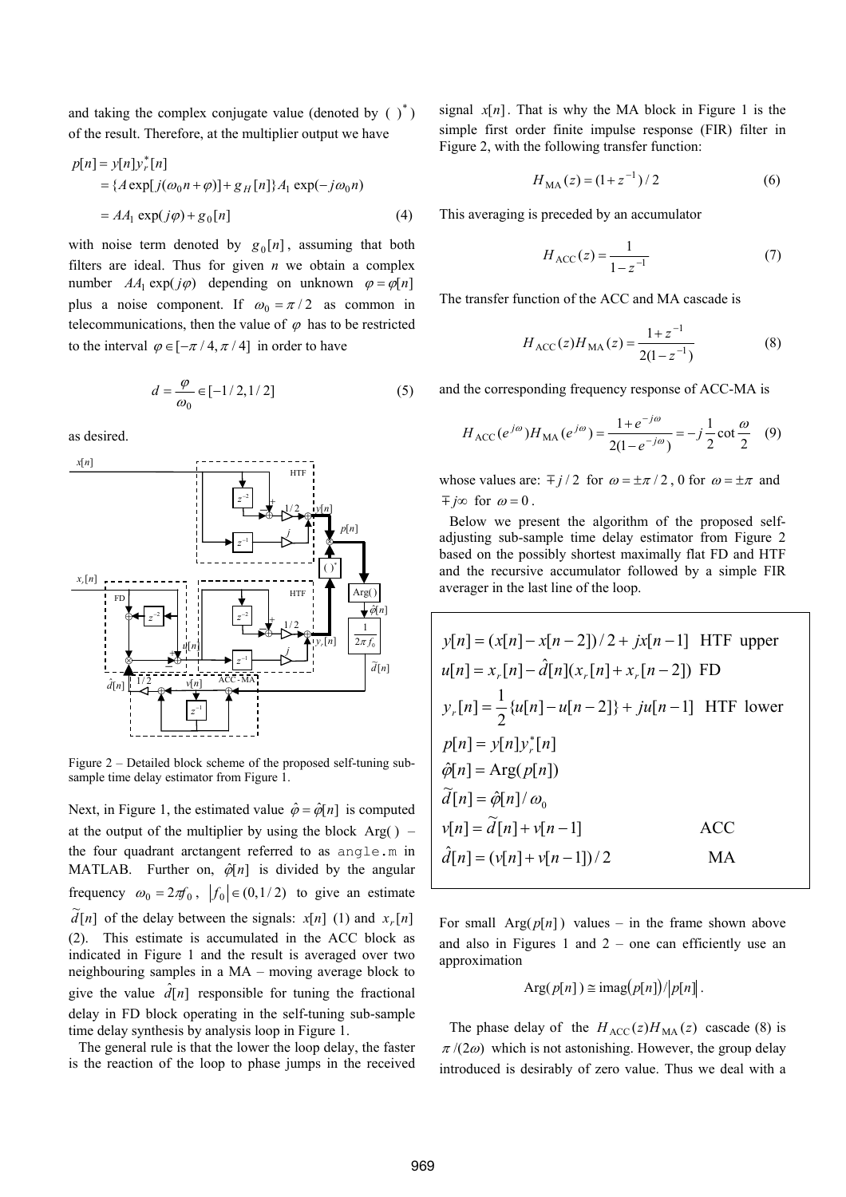and taking the complex conjugate value (denoted by $(\ )^*$) of the result. Therefore, at the multiplier output we have

$$
\begin{aligned}
p[n] &= y[n] y_r^*[n] \\
&= \{A \exp[j(\omega_0 n + \varphi)] + g_H[n]\} A_1 \exp(-j\omega_0 n) \\
&= AA_1 \exp(j\varphi) + g_0[n]
\end{aligned} \tag{4}
$$

with noise term denoted by $g_0[n]$, assuming that both filters are ideal. Thus for given $n$ we obtain a complex number $AA_1 \exp(j\varphi)$ depending on unknown $\varphi = \varphi[n]$ plus a noise component. If $\omega_0 = \pi/2$ as common in telecommunications, then the value of $\varphi$ has to be restricted to the interval $\varphi \in [-\pi/4, \pi/4]$ in order to have

$$
d = \frac{\varphi}{\omega_0} \in [-1/2, 1/2] \tag{5}
$$

as desired.

Figure 2 – Detailed block scheme of the proposed self-tuning sub-sample time delay estimator from Figure 1.

Next, in Figure 1, the estimated value $\hat{\varphi} = \hat{\varphi}[n]$ is computed at the output of the multiplier by using the block Arg( ) – the four quadrant arctangent referred to as `angle.m` in MATLAB. Further on, $\hat{\varphi}[n]$ is divided by the angular frequency $\omega_0 = 2\pi f_0$, $|f_0| \in (0, 1/2)$ to give an estimate $\tilde{d}[n]$ of the delay between the signals: $x[n]$ (1) and $x_r[n]$ (2). This estimate is accumulated in the ACC block as indicated in Figure 1 and the result is averaged over two neighbouring samples in a MA – moving average block to give the value $\hat{d}[n]$ responsible for tuning the fractional delay in FD block operating in the self-tuning sub-sample time delay synthesis by analysis loop in Figure 1.

The general rule is that the lower the loop delay, the faster is the reaction of the loop to phase jumps in the received signal $x[n]$. That is why the MA block in Figure 1 is the simple first order finite impulse response (FIR) filter in Figure 2, with the following transfer function:

$$
H_{\mathrm{MA}}(z) = (1 + z^{-1})/2 \tag{6}
$$

This averaging is preceded by an accumulator

$$
H_{\mathrm{ACC}}(z) = \frac{1}{1 - z^{-1}} \tag{7}
$$

The transfer function of the ACC and MA cascade is

$$
H_{\mathrm{ACC}}(z) H_{\mathrm{MA}}(z) = \frac{1 + z^{-1}}{2(1 - z^{-1})} \tag{8}
$$

and the corresponding frequency response of ACC-MA is

$$
H_{\mathrm{ACC}}(e^{j\omega}) H_{\mathrm{MA}}(e^{j\omega}) = \frac{1 + e^{-j\omega}}{2(1 - e^{-j\omega})} = -j\frac{1}{2}\cot\frac{\omega}{2} \tag{9}
$$

whose values are: $\mp j/2$ for $\omega = \pm\pi/2$, 0 for $\omega = \pm\pi$ and $\mp j\infty$ for $\omega = 0$.

Below we present the algorithm of the proposed self-adjusting sub-sample time delay estimator from Figure 2 based on the possibly shortest maximally flat FD and HTF and the recursive accumulator followed by a simple FIR averager in the last line of the loop.

$$
\begin{aligned}
& y[n] = (x[n] - x[n-2])/2 + jx[n-1] \quad \text{HTF upper} \\
& u[n] = x_r[n] - \hat{d}[n](x_r[n] + x_r[n-2]) \quad \text{FD} \\
& y_r[n] = \frac{1}{2}\{u[n] - u[n-2]\} + ju[n-1] \quad \text{HTF lower} \\
& p[n] = y[n] y_r^*[n] \\
& \hat{\varphi}[n] = \mathrm{Arg}(p[n]) \\
& \tilde{d}[n] = \hat{\varphi}[n]/\omega_0 \\
& v[n] = \tilde{d}[n] + v[n-1] \qquad \text{ACC} \\
& \hat{d}[n] = (v[n] + v[n-1])/2 \qquad \text{MA}
\end{aligned}
$$

For small $\mathrm{Arg}(p[n])$ values – in the frame shown above and also in Figures 1 and 2 – one can efficiently use an approximation

$$
\mathrm{Arg}(p[n]) \cong \mathrm{imag}(p[n]) / |p[n]|.
$$

The phase delay of the $H_{\mathrm{ACC}}(z) H_{\mathrm{MA}}(z)$ cascade (8) is $\pi/(2\omega)$ which is not astonishing. However, the group delay introduced is desirably of zero value. Thus we deal with a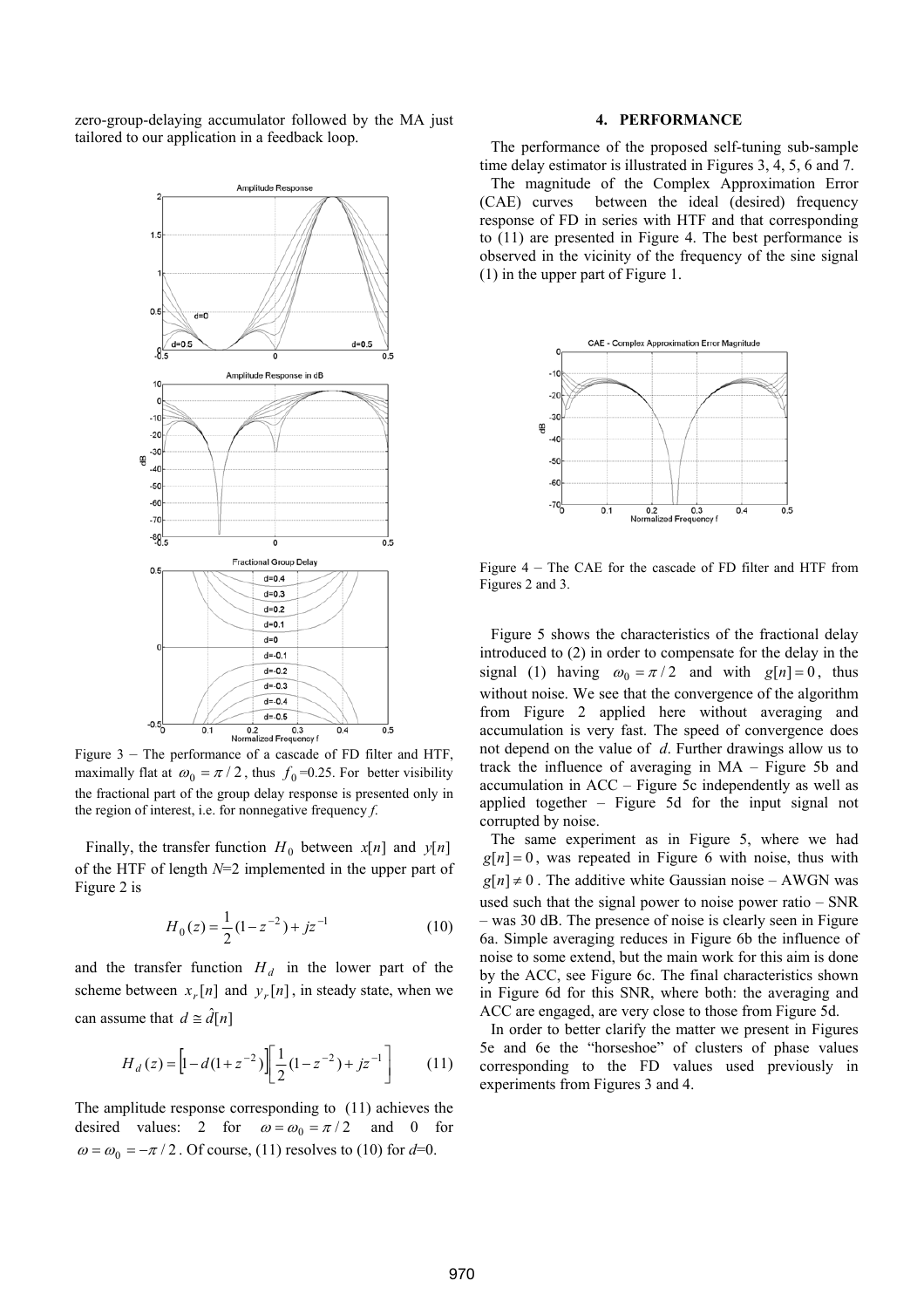zero-group-delaying accumulator followed by the MA just tailored to our application in a feedback loop.

Figure 3 – The performance of a cascade of FD filter and HTF, maximally flat at $\omega_0 = \pi/2$, thus $f_0$=0.25. For better visibility the fractional part of the group delay response is presented only in the region of interest, i.e. for nonnegative frequency *f*.

Finally, the transfer function $H_0$ between $x[n]$ and $y[n]$ of the HTF of length *N*=2 implemented in the upper part of Figure 2 is

$$H_0(z) = \frac{1}{2}(1 - z^{-2}) + jz^{-1} \tag{10}$$

and the transfer function $H_d$ in the lower part of the scheme between $x_r[n]$ and $y_r[n]$, in steady state, when we can assume that $d \cong \hat{d}[n]$

$$H_d(z) = \left[1 - d(1 + z^{-2})\right]\left[\frac{1}{2}(1 - z^{-2}) + jz^{-1}\right] \tag{11}$$

The amplitude response corresponding to (11) achieves the desired values: 2 for $\omega = \omega_0 = \pi/2$ and 0 for $\omega = \omega_0 = -\pi/2$. Of course, (11) resolves to (10) for *d*=0.

## 4. PERFORMANCE

The performance of the proposed self-tuning sub-sample time delay estimator is illustrated in Figures 3, 4, 5, 6 and 7.

The magnitude of the Complex Approximation Error (CAE) curves between the ideal (desired) frequency response of FD in series with HTF and that corresponding to (11) are presented in Figure 4. The best performance is observed in the vicinity of the frequency of the sine signal (1) in the upper part of Figure 1.

Figure 4 – The CAE for the cascade of FD filter and HTF from Figures 2 and 3.

Figure 5 shows the characteristics of the fractional delay introduced to (2) in order to compensate for the delay in the signal (1) having $\omega_0 = \pi/2$ and with $g[n] = 0$, thus without noise. We see that the convergence of the algorithm from Figure 2 applied here without averaging and accumulation is very fast. The speed of convergence does not depend on the value of *d*. Further drawings allow us to track the influence of averaging in MA – Figure 5b and accumulation in ACC – Figure 5c independently as well as applied together – Figure 5d for the input signal not corrupted by noise.

The same experiment as in Figure 5, where we had $g[n] = 0$, was repeated in Figure 6 with noise, thus with $g[n] \neq 0$. The additive white Gaussian noise – AWGN was used such that the signal power to noise power ratio – SNR – was 30 dB. The presence of noise is clearly seen in Figure 6a. Simple averaging reduces in Figure 6b the influence of noise to some extend, but the main work for this aim is done by the ACC, see Figure 6c. The final characteristics shown in Figure 6d for this SNR, where both: the averaging and ACC are engaged, are very close to those from Figure 5d.

In order to better clarify the matter we present in Figures 5e and 6e the "horseshoe" of clusters of phase values corresponding to the FD values used previously in experiments from Figures 3 and 4.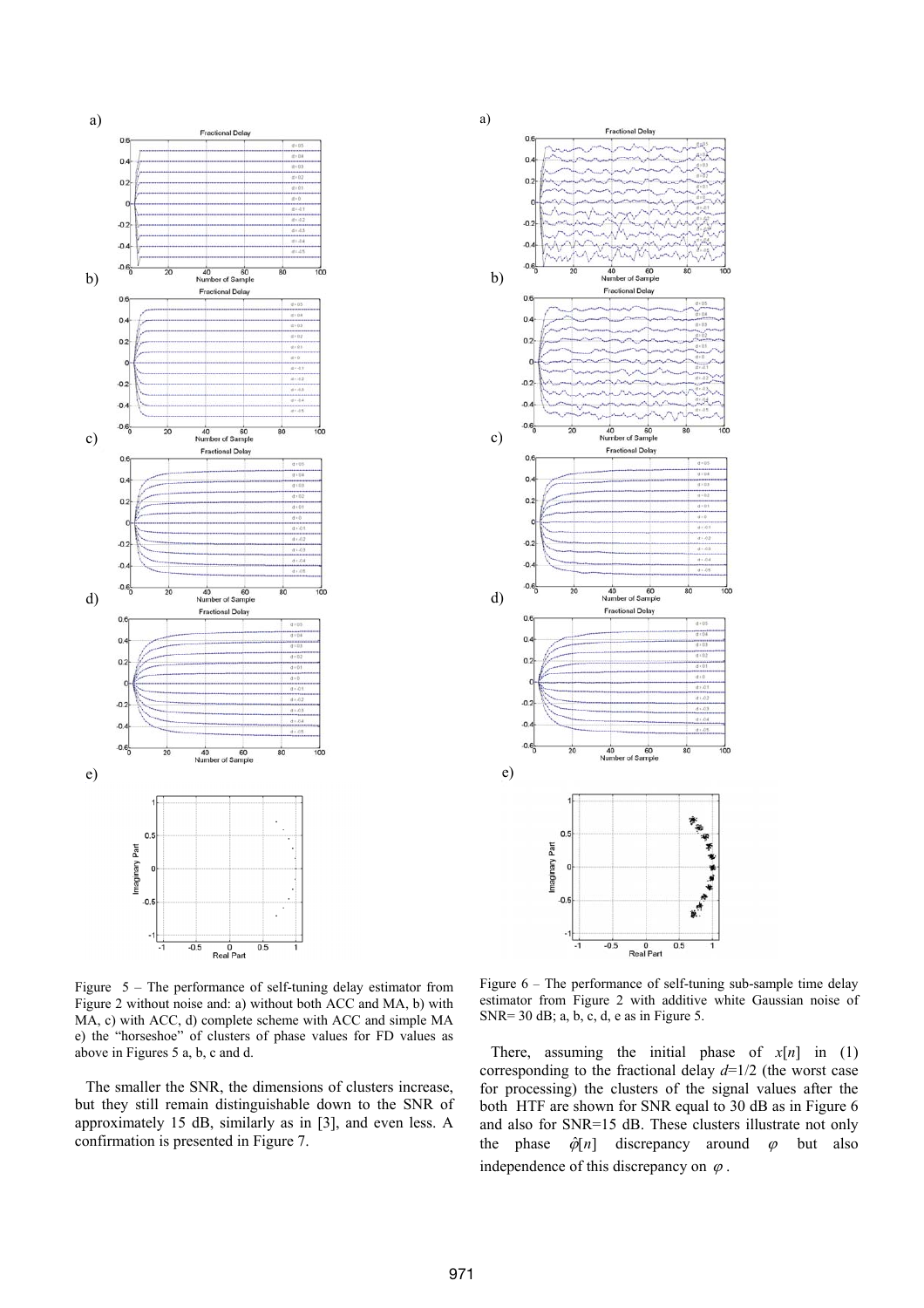Figure 5 – The performance of self-tuning delay estimator from Figure 2 without noise and: a) without both ACC and MA, b) with MA, c) with ACC, d) complete scheme with ACC and simple MA e) the "horseshoe" of clusters of phase values for FD values as above in Figures 5 a, b, c and d.

The smaller the SNR, the dimensions of clusters increase, but they still remain distinguishable down to the SNR of approximately 15 dB, similarly as in [3], and even less. A confirmation is presented in Figure 7.

Figure 6 – The performance of self-tuning sub-sample time delay estimator from Figure 2 with additive white Gaussian noise of SNR= 30 dB; a, b, c, d, e as in Figure 5.

There, assuming the initial phase of $x[n]$ in (1) corresponding to the fractional delay $d$=1/2 (the worst case for processing) the clusters of the signal values after the both HTF are shown for SNR equal to 30 dB as in Figure 6 and also for SNR=15 dB. These clusters illustrate not only the phase $\hat{\varphi}[n]$ discrepancy around $\varphi$ but also independence of this discrepancy on $\varphi$.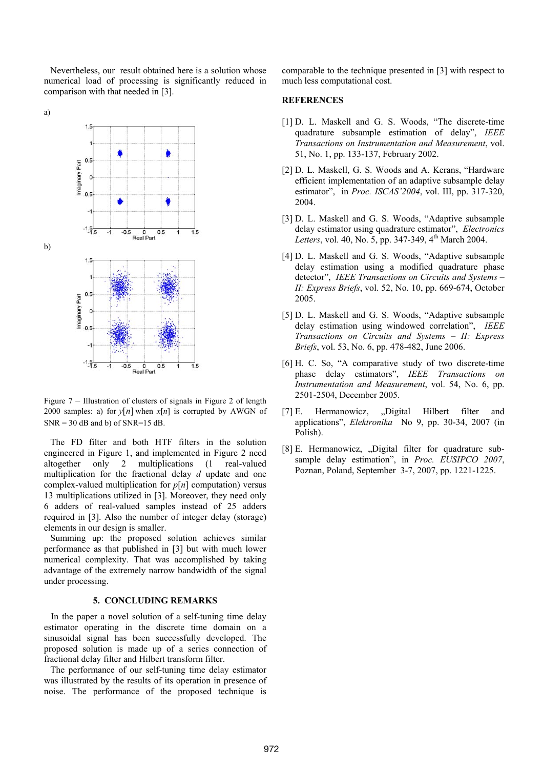Nevertheless, our result obtained here is a solution whose numerical load of processing is significantly reduced in comparison with that needed in [3].

a)

1.5
1
0.5
0
-0.5
-1
-1.5
Imaginary Part
-1.5 -1 -0.5 0 0.5 1 1.5
Real Part

b)

1.5
1
0.5
0
-0.5
-1
-1.5
Imaginary Part
-1.5 -1 -0.5 0 0.5 1 1.5
Real Part

Figure 7 – Illustration of clusters of signals in Figure 2 of length 2000 samples: a) for $y[n]$ when $x[n]$ is corrupted by AWGN of SNR = 30 dB and b) of SNR=15 dB.

The FD filter and both HTF filters in the solution engineered in Figure 1, and implemented in Figure 2 need altogether only 2 multiplications (1 real-valued multiplication for the fractional delay $d$ update and one complex-valued multiplication for $p[n]$ computation) versus 13 multiplications utilized in [3]. Moreover, they need only 6 adders of real-valued samples instead of 25 adders required in [3]. Also the number of integer delay (storage) elements in our design is smaller.

Summing up: the proposed solution achieves similar performance as that published in [3] but with much lower numerical complexity. That was accomplished by taking advantage of the extremely narrow bandwidth of the signal under processing.

## 5. CONCLUDING REMARKS

In the paper a novel solution of a self-tuning time delay estimator operating in the discrete time domain on a sinusoidal signal has been successfully developed. The proposed solution is made up of a series connection of fractional delay filter and Hilbert transform filter.

The performance of our self-tuning time delay estimator was illustrated by the results of its operation in presence of noise. The performance of the proposed technique is comparable to the technique presented in [3] with respect to much less computational cost.

## REFERENCES

[1] D. L. Maskell and G. S. Woods, "The discrete-time quadrature subsample estimation of delay", *IEEE Transactions on Instrumentation and Measurement*, vol. 51, No. 1, pp. 133-137, February 2002.

[2] D. L. Maskell, G. S. Woods and A. Kerans, "Hardware efficient implementation of an adaptive subsample delay estimator", in *Proc. ISCAS'2004*, vol. III, pp. 317-320, 2004.

[3] D. L. Maskell and G. S. Woods, "Adaptive subsample delay estimator using quadrature estimator", *Electronics Letters*, vol. 40, No. 5, pp. 347-349, 4th March 2004.

[4] D. L. Maskell and G. S. Woods, "Adaptive subsample delay estimation using a modified quadrature phase detector", *IEEE Transactions on Circuits and Systems – II: Express Briefs*, vol. 52, No. 10, pp. 669-674, October 2005.

[5] D. L. Maskell and G. S. Woods, "Adaptive subsample delay estimation using windowed correlation", *IEEE Transactions on Circuits and Systems – II: Express Briefs*, vol. 53, No. 6, pp. 478-482, June 2006.

[6] H. C. So, "A comparative study of two discrete-time phase delay estimators", *IEEE Transactions on Instrumentation and Measurement*, vol. 54, No. 6, pp. 2501-2504, December 2005.

[7] E. Hermanowicz, „Digital Hilbert filter and applications", *Elektronika* No 9, pp. 30-34, 2007 (in Polish).

[8] E. Hermanowicz, „Digital filter for quadrature sub-sample delay estimation", in *Proc. EUSIPCO 2007*, Poznan, Poland, September 3-7, 2007, pp. 1221-1225.